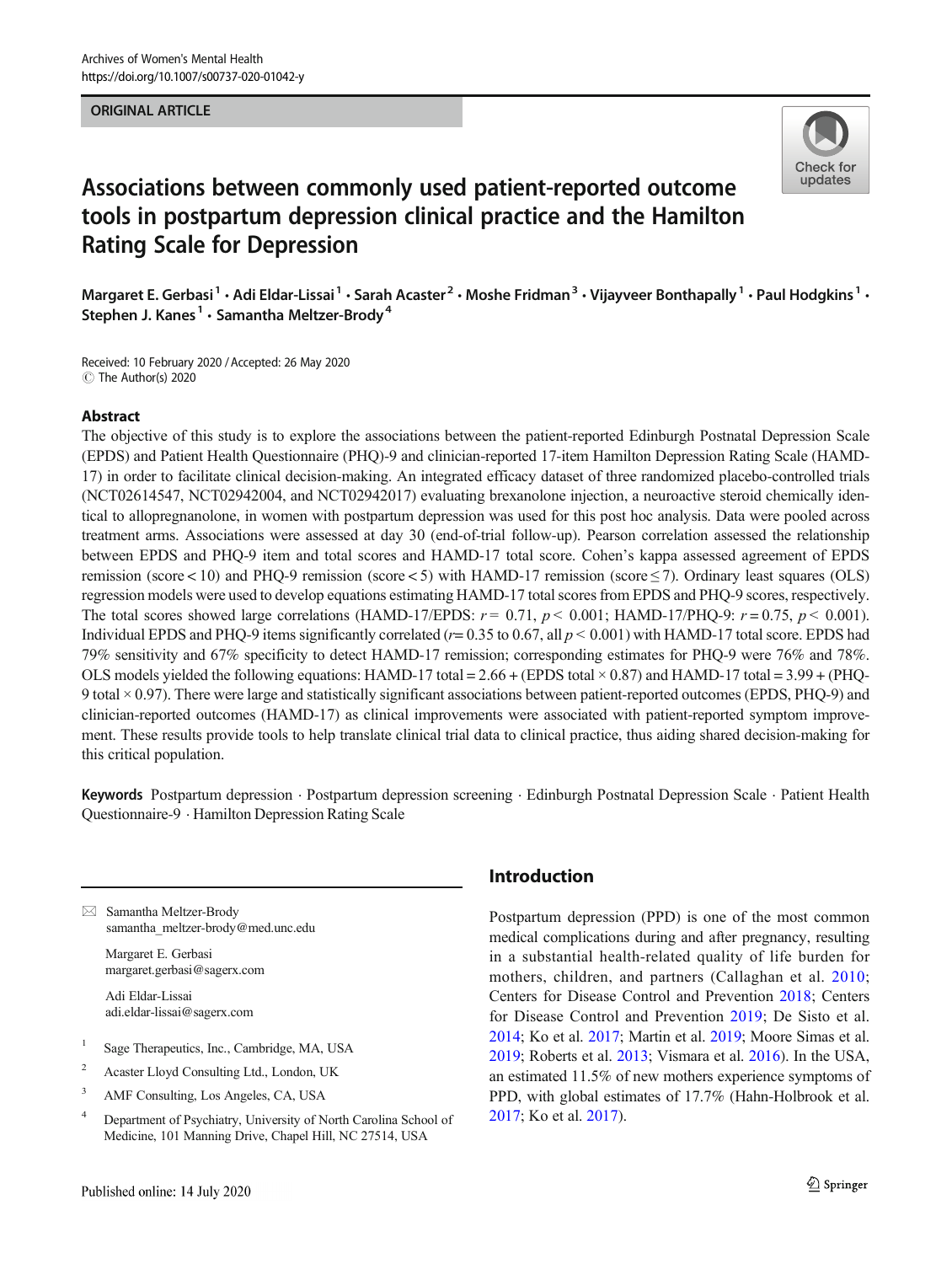ORIGINAL ARTICLE

# Associations between commonly used patient-reported outcome tools in postpartum depression clinical practice and the Hamilton Rating Scale for Depression

Margaret E. Gerbasi[1] · Adi Eldar-Lissai[1] · Sarah Acaster[2] · Moshe Fridman[3] · Vijayveer Bonthapally[1] · Paul Hodgkins[1] · Stephen J. Kanes[1] · Samantha Meltzer-Brody[4]

Received: 10 February 2020 / Accepted: 26 May 2020
© The Author(s) 2020

## Abstract

The objective of this study is to explore the associations between the patient-reported Edinburgh Postnatal Depression Scale (EPDS) and Patient Health Questionnaire (PHQ)-9 and clinician-reported 17-item Hamilton Depression Rating Scale (HAMD-17) in order to facilitate clinical decision-making. An integrated efficacy dataset of three randomized placebo-controlled trials (NCT02614547, NCT02942004, and NCT02942017) evaluating brexanolone injection, a neuroactive steroid chemically identical to allopregnanolone, in women with postpartum depression was used for this post hoc analysis. Data were pooled across treatment arms. Associations were assessed at day 30 (end-of-trial follow-up). Pearson correlation assessed the relationship between EPDS and PHQ-9 item and total scores and HAMD-17 total score. Cohen's kappa assessed agreement of EPDS remission (score < 10) and PHQ-9 remission (score < 5) with HAMD-17 remission (score ≤ 7). Ordinary least squares (OLS) regression models were used to develop equations estimating HAMD-17 total scores from EPDS and PHQ-9 scores, respectively. The total scores showed large correlations (HAMD-17/EPDS: $r = 0.71$, $p < 0.001$; HAMD-17/PHQ-9: $r = 0.75$, $p < 0.001$). Individual EPDS and PHQ-9 items significantly correlated ($r = 0.35$ to 0.67, all $p < 0.001$) with HAMD-17 total score. EPDS had 79% sensitivity and 67% specificity to detect HAMD-17 remission; corresponding estimates for PHQ-9 were 76% and 78%. OLS models yielded the following equations: HAMD-17 total = 2.66 + (EPDS total × 0.87) and HAMD-17 total = 3.99 + (PHQ-9 total × 0.97). There were large and statistically significant associations between patient-reported outcomes (EPDS, PHQ-9) and clinician-reported outcomes (HAMD-17) as clinical improvements were associated with patient-reported symptom improvement. These results provide tools to help translate clinical trial data to clinical practice, thus aiding shared decision-making for this critical population.

**Keywords** Postpartum depression · Postpartum depression screening · Edinburgh Postnatal Depression Scale · Patient Health Questionnaire-9 · Hamilton Depression Rating Scale

✉ Samantha Meltzer-Brody
samantha_meltzer-brody@med.unc.edu

Margaret E. Gerbasi
margaret.gerbasi@sagerx.com

Adi Eldar-Lissai
adi.eldar-lissai@sagerx.com

[1] Sage Therapeutics, Inc., Cambridge, MA, USA

[2] Acaster Lloyd Consulting Ltd., London, UK

[3] AMF Consulting, Los Angeles, CA, USA

[4] Department of Psychiatry, University of North Carolina School of Medicine, 101 Manning Drive, Chapel Hill, NC 27514, USA

## Introduction

Postpartum depression (PPD) is one of the most common medical complications during and after pregnancy, resulting in a substantial health-related quality of life burden for mothers, children, and partners (Callaghan et al. 2010; Centers for Disease Control and Prevention 2018; Centers for Disease Control and Prevention 2019; De Sisto et al. 2014; Ko et al. 2017; Martin et al. 2019; Moore Simas et al. 2019; Roberts et al. 2013; Vismara et al. 2016). In the USA, an estimated 11.5% of new mothers experience symptoms of PPD, with global estimates of 17.7% (Hahn-Holbrook et al. 2017; Ko et al. 2017).

Published online: 14 July 2020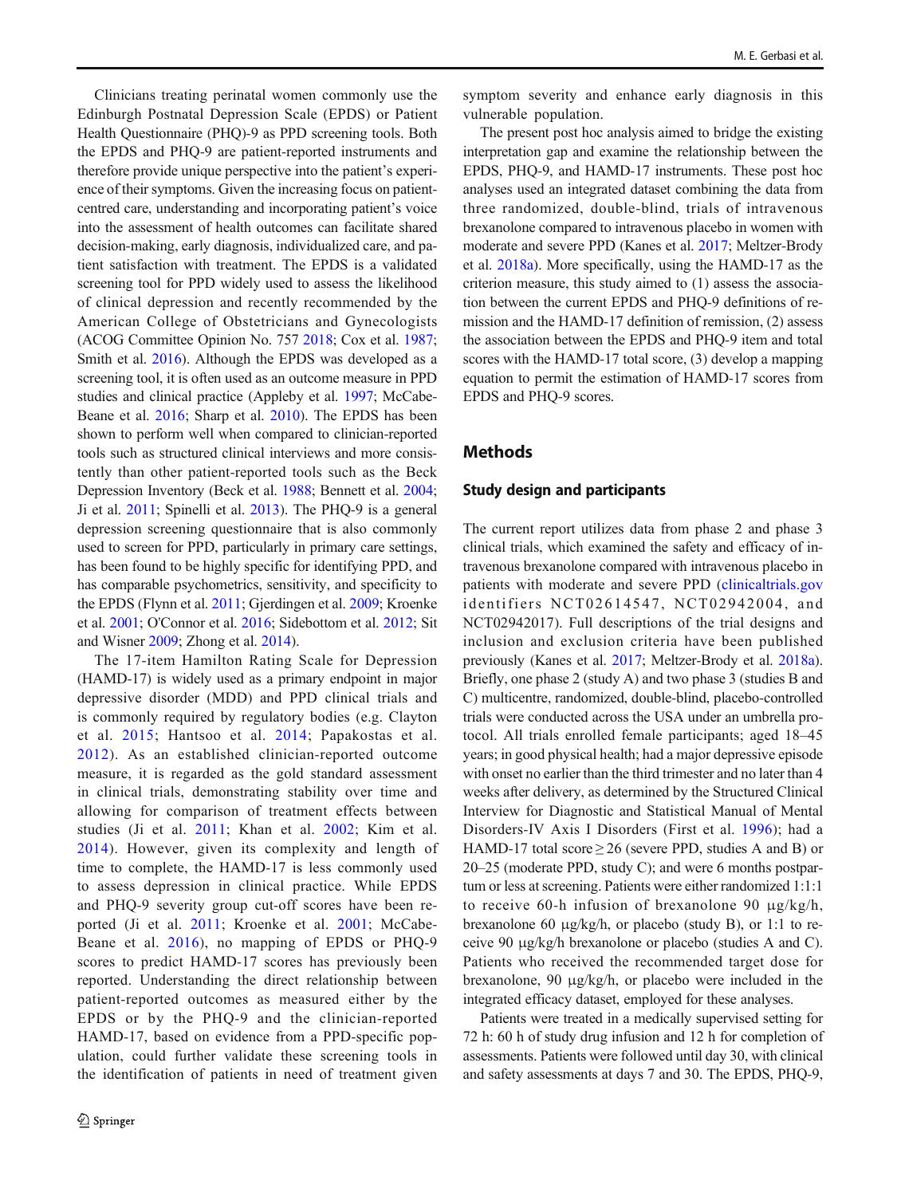Clinicians treating perinatal women commonly use the Edinburgh Postnatal Depression Scale (EPDS) or Patient Health Questionnaire (PHQ)-9 as PPD screening tools. Both the EPDS and PHQ-9 are patient-reported instruments and therefore provide unique perspective into the patient's experience of their symptoms. Given the increasing focus on patient-centred care, understanding and incorporating patient's voice into the assessment of health outcomes can facilitate shared decision-making, early diagnosis, individualized care, and patient satisfaction with treatment. The EPDS is a validated screening tool for PPD widely used to assess the likelihood of clinical depression and recently recommended by the American College of Obstetricians and Gynecologists (ACOG Committee Opinion No. 757 2018; Cox et al. 1987; Smith et al. 2016). Although the EPDS was developed as a screening tool, it is often used as an outcome measure in PPD studies and clinical practice (Appleby et al. 1997; McCabe-Beane et al. 2016; Sharp et al. 2010). The EPDS has been shown to perform well when compared to clinician-reported tools such as structured clinical interviews and more consistently than other patient-reported tools such as the Beck Depression Inventory (Beck et al. 1988; Bennett et al. 2004; Ji et al. 2011; Spinelli et al. 2013). The PHQ-9 is a general depression screening questionnaire that is also commonly used to screen for PPD, particularly in primary care settings, has been found to be highly specific for identifying PPD, and has comparable psychometrics, sensitivity, and specificity to the EPDS (Flynn et al. 2011; Gjerdingen et al. 2009; Kroenke et al. 2001; O'Connor et al. 2016; Sidebottom et al. 2012; Sit and Wisner 2009; Zhong et al. 2014).

The 17-item Hamilton Rating Scale for Depression (HAMD-17) is widely used as a primary endpoint in major depressive disorder (MDD) and PPD clinical trials and is commonly required by regulatory bodies (e.g. Clayton et al. 2015; Hantsoo et al. 2014; Papakostas et al. 2012). As an established clinician-reported outcome measure, it is regarded as the gold standard assessment in clinical trials, demonstrating stability over time and allowing for comparison of treatment effects between studies (Ji et al. 2011; Khan et al. 2002; Kim et al. 2014). However, given its complexity and length of time to complete, the HAMD-17 is less commonly used to assess depression in clinical practice. While EPDS and PHQ-9 severity group cut-off scores have been reported (Ji et al. 2011; Kroenke et al. 2001; McCabe-Beane et al. 2016), no mapping of EPDS or PHQ-9 scores to predict HAMD-17 scores has previously been reported. Understanding the direct relationship between patient-reported outcomes as measured either by the EPDS or by the PHQ-9 and the clinician-reported HAMD-17, based on evidence from a PPD-specific population, could further validate these screening tools in the identification of patients in need of treatment given symptom severity and enhance early diagnosis in this vulnerable population.

The present post hoc analysis aimed to bridge the existing interpretation gap and examine the relationship between the EPDS, PHQ-9, and HAMD-17 instruments. These post hoc analyses used an integrated dataset combining the data from three randomized, double-blind, trials of intravenous brexanolone compared to intravenous placebo in women with moderate and severe PPD (Kanes et al. 2017; Meltzer-Brody et al. 2018a). More specifically, using the HAMD-17 as the criterion measure, this study aimed to (1) assess the association between the current EPDS and PHQ-9 definitions of remission and the HAMD-17 definition of remission, (2) assess the association between the EPDS and PHQ-9 item and total scores with the HAMD-17 total score, (3) develop a mapping equation to permit the estimation of HAMD-17 scores from EPDS and PHQ-9 scores.

## Methods

### Study design and participants

The current report utilizes data from phase 2 and phase 3 clinical trials, which examined the safety and efficacy of intravenous brexanolone compared with intravenous placebo in patients with moderate and severe PPD (clinicaltrials.gov identifiers NCT02614547, NCT02942004, and NCT02942017). Full descriptions of the trial designs and inclusion and exclusion criteria have been published previously (Kanes et al. 2017; Meltzer-Brody et al. 2018a). Briefly, one phase 2 (study A) and two phase 3 (studies B and C) multicentre, randomized, double-blind, placebo-controlled trials were conducted across the USA under an umbrella protocol. All trials enrolled female participants; aged 18–45 years; in good physical health; had a major depressive episode with onset no earlier than the third trimester and no later than 4 weeks after delivery, as determined by the Structured Clinical Interview for Diagnostic and Statistical Manual of Mental Disorders-IV Axis I Disorders (First et al. 1996); had a HAMD-17 total score ≥ 26 (severe PPD, studies A and B) or 20–25 (moderate PPD, study C); and were 6 months postpartum or less at screening. Patients were either randomized 1:1:1 to receive 60-h infusion of brexanolone 90 μg/kg/h, brexanolone 60 μg/kg/h, or placebo (study B), or 1:1 to receive 90 μg/kg/h brexanolone or placebo (studies A and C). Patients who received the recommended target dose for brexanolone, 90 μg/kg/h, or placebo were included in the integrated efficacy dataset, employed for these analyses.

Patients were treated in a medically supervised setting for 72 h: 60 h of study drug infusion and 12 h for completion of assessments. Patients were followed until day 30, with clinical and safety assessments at days 7 and 30. The EPDS, PHQ-9,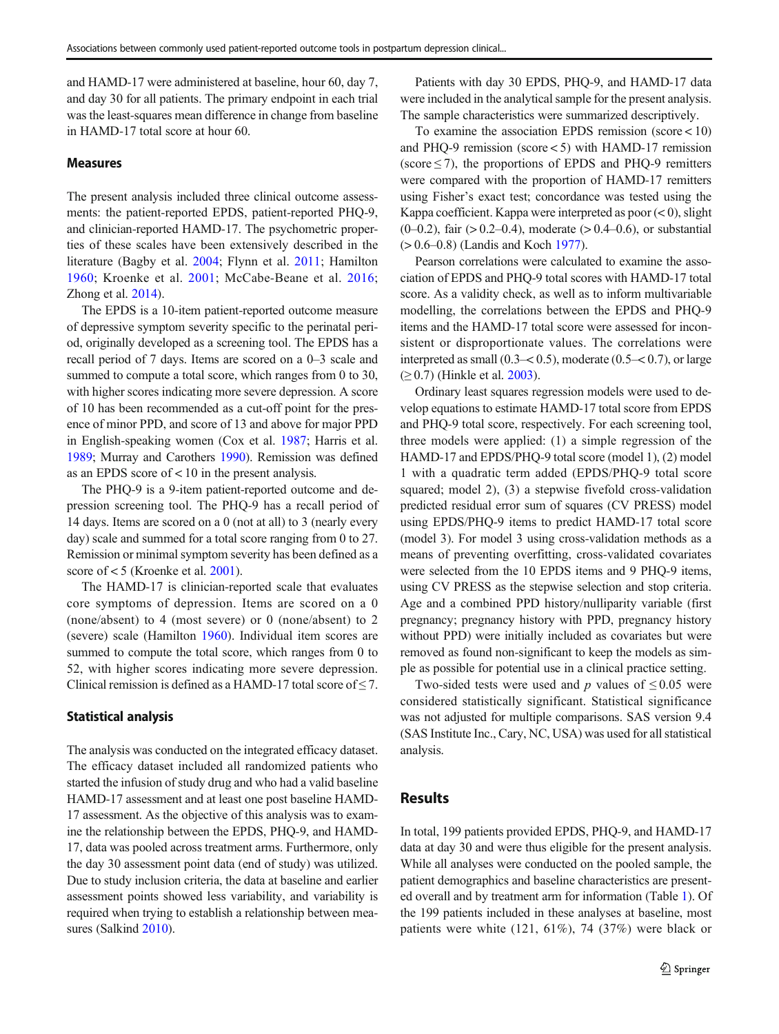and HAMD-17 were administered at baseline, hour 60, day 7, and day 30 for all patients. The primary endpoint in each trial was the least-squares mean difference in change from baseline in HAMD-17 total score at hour 60.

## Measures

The present analysis included three clinical outcome assessments: the patient-reported EPDS, patient-reported PHQ-9, and clinician-reported HAMD-17. The psychometric properties of these scales have been extensively described in the literature (Bagby et al. 2004; Flynn et al. 2011; Hamilton 1960; Kroenke et al. 2001; McCabe-Beane et al. 2016; Zhong et al. 2014).

The EPDS is a 10-item patient-reported outcome measure of depressive symptom severity specific to the perinatal period, originally developed as a screening tool. The EPDS has a recall period of 7 days. Items are scored on a 0–3 scale and summed to compute a total score, which ranges from 0 to 30, with higher scores indicating more severe depression. A score of 10 has been recommended as a cut-off point for the presence of minor PPD, and score of 13 and above for major PPD in English-speaking women (Cox et al. 1987; Harris et al. 1989; Murray and Carothers 1990). Remission was defined as an EPDS score of < 10 in the present analysis.

The PHQ-9 is a 9-item patient-reported outcome and depression screening tool. The PHQ-9 has a recall period of 14 days. Items are scored on a 0 (not at all) to 3 (nearly every day) scale and summed for a total score ranging from 0 to 27. Remission or minimal symptom severity has been defined as a score of < 5 (Kroenke et al. 2001).

The HAMD-17 is clinician-reported scale that evaluates core symptoms of depression. Items are scored on a 0 (none/absent) to 4 (most severe) or 0 (none/absent) to 2 (severe) scale (Hamilton 1960). Individual item scores are summed to compute the total score, which ranges from 0 to 52, with higher scores indicating more severe depression. Clinical remission is defined as a HAMD-17 total score of ≤ 7.

## Statistical analysis

The analysis was conducted on the integrated efficacy dataset. The efficacy dataset included all randomized patients who started the infusion of study drug and who had a valid baseline HAMD-17 assessment and at least one post baseline HAMD-17 assessment. As the objective of this analysis was to examine the relationship between the EPDS, PHQ-9, and HAMD-17, data was pooled across treatment arms. Furthermore, only the day 30 assessment point data (end of study) was utilized. Due to study inclusion criteria, the data at baseline and earlier assessment points showed less variability, and variability is required when trying to establish a relationship between measures (Salkind 2010).

Patients with day 30 EPDS, PHQ-9, and HAMD-17 data were included in the analytical sample for the present analysis. The sample characteristics were summarized descriptively.

To examine the association EPDS remission (score < 10) and PHQ-9 remission (score < 5) with HAMD-17 remission (score ≤ 7), the proportions of EPDS and PHQ-9 remitters were compared with the proportion of HAMD-17 remitters using Fisher's exact test; concordance was tested using the Kappa coefficient. Kappa were interpreted as poor (< 0), slight (0–0.2), fair (> 0.2–0.4), moderate (> 0.4–0.6), or substantial (> 0.6–0.8) (Landis and Koch 1977).

Pearson correlations were calculated to examine the association of EPDS and PHQ-9 total scores with HAMD-17 total score. As a validity check, as well as to inform multivariable modelling, the correlations between the EPDS and PHQ-9 items and the HAMD-17 total score were assessed for inconsistent or disproportionate values. The correlations were interpreted as small (0.3–< 0.5), moderate (0.5–< 0.7), or large (≥ 0.7) (Hinkle et al. 2003).

Ordinary least squares regression models were used to develop equations to estimate HAMD-17 total score from EPDS and PHQ-9 total score, respectively. For each screening tool, three models were applied: (1) a simple regression of the HAMD-17 and EPDS/PHQ-9 total score (model 1), (2) model 1 with a quadratic term added (EPDS/PHQ-9 total score squared; model 2), (3) a stepwise fivefold cross-validation predicted residual error sum of squares (CV PRESS) model using EPDS/PHQ-9 items to predict HAMD-17 total score (model 3). For model 3 using cross-validation methods as a means of preventing overfitting, cross-validated covariates were selected from the 10 EPDS items and 9 PHQ-9 items, using CV PRESS as the stepwise selection and stop criteria. Age and a combined PPD history/nulliparity variable (first pregnancy; pregnancy history with PPD, pregnancy history without PPD) were initially included as covariates but were removed as found non-significant to keep the models as simple as possible for potential use in a clinical practice setting.

Two-sided tests were used and $p$ values of ≤ 0.05 were considered statistically significant. Statistical significance was not adjusted for multiple comparisons. SAS version 9.4 (SAS Institute Inc., Cary, NC, USA) was used for all statistical analysis.

# Results

In total, 199 patients provided EPDS, PHQ-9, and HAMD-17 data at day 30 and were thus eligible for the present analysis. While all analyses were conducted on the pooled sample, the patient demographics and baseline characteristics are presented overall and by treatment arm for information (Table 1). Of the 199 patients included in these analyses at baseline, most patients were white (121, 61%), 74 (37%) were black or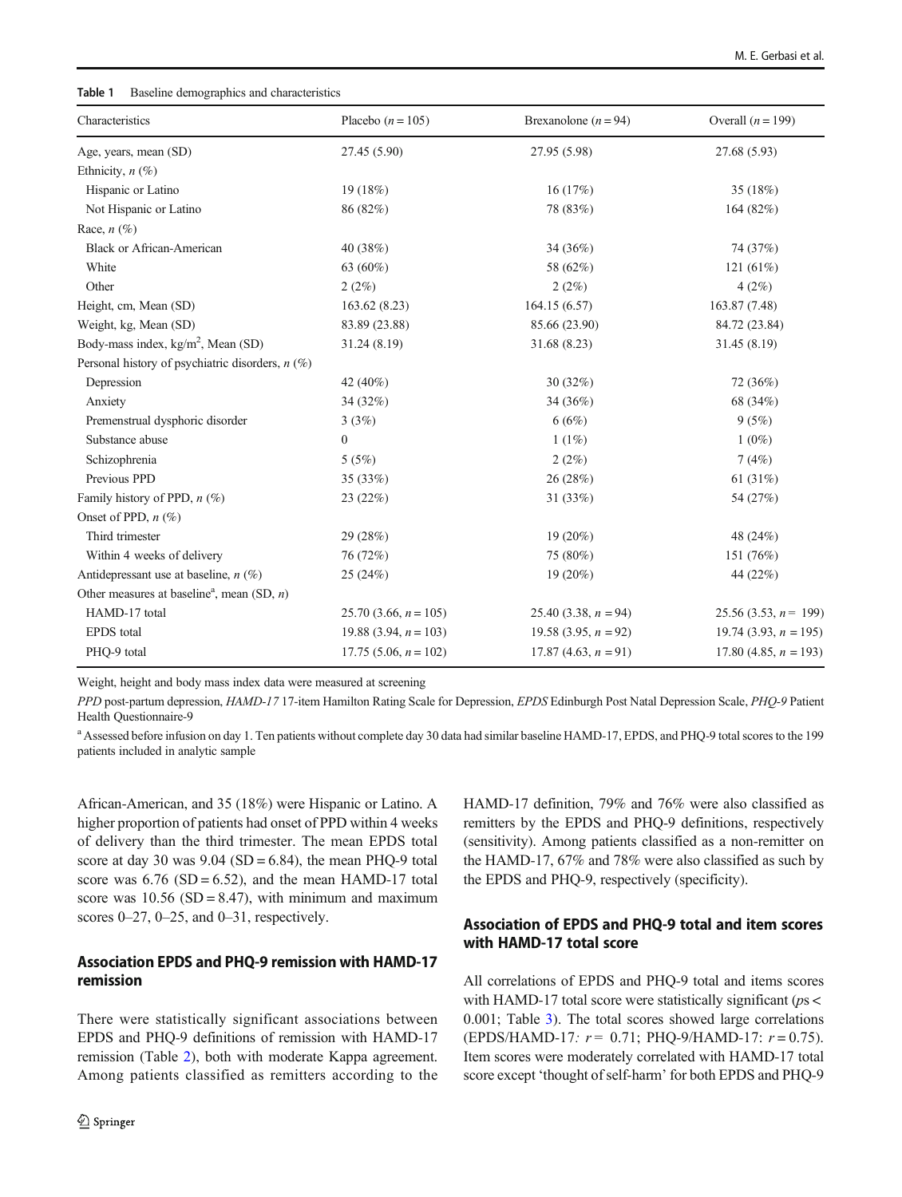**Table 1** Baseline demographics and characteristics

| Characteristics | Placebo ($n = 105$) | Brexanolone ($n = 94$) | Overall ($n = 199$) |
|---|---|---|---|
| Age, years, mean (SD) | 27.45 (5.90) | 27.95 (5.98) | 27.68 (5.93) |
| Ethnicity, *n* (%) | | | |
| Hispanic or Latino | 19 (18%) | 16 (17%) | 35 (18%) |
| Not Hispanic or Latino | 86 (82%) | 78 (83%) | 164 (82%) |
| Race, *n* (%) | | | |
| Black or African-American | 40 (38%) | 34 (36%) | 74 (37%) |
| White | 63 (60%) | 58 (62%) | 121 (61%) |
| Other | 2 (2%) | 2 (2%) | 4 (2%) |
| Height, cm, Mean (SD) | 163.62 (8.23) | 164.15 (6.57) | 163.87 (7.48) |
| Weight, kg, Mean (SD) | 83.89 (23.88) | 85.66 (23.90) | 84.72 (23.84) |
| Body-mass index, kg/m$^2$, Mean (SD) | 31.24 (8.19) | 31.68 (8.23) | 31.45 (8.19) |
| Personal history of psychiatric disorders, *n* (%) | | | |
| Depression | 42 (40%) | 30 (32%) | 72 (36%) |
| Anxiety | 34 (32%) | 34 (36%) | 68 (34%) |
| Premenstrual dysphoric disorder | 3 (3%) | 6 (6%) | 9 (5%) |
| Substance abuse | 0 | 1 (1%) | 1 (0%) |
| Schizophrenia | 5 (5%) | 2 (2%) | 7 (4%) |
| Previous PPD | 35 (33%) | 26 (28%) | 61 (31%) |
| Family history of PPD, *n* (%) | 23 (22%) | 31 (33%) | 54 (27%) |
| Onset of PPD, *n* (%) | | | |
| Third trimester | 29 (28%) | 19 (20%) | 48 (24%) |
| Within 4 weeks of delivery | 76 (72%) | 75 (80%) | 151 (76%) |
| Antidepressant use at baseline, *n* (%) | 25 (24%) | 19 (20%) | 44 (22%) |
| Other measures at baseline[a], mean (SD, *n*) | | | |
| HAMD-17 total | 25.70 (3.66, $n = 105$) | 25.40 (3.38, $n = 94$) | 25.56 (3.53, $n = 199$) |
| EPDS total | 19.88 (3.94, $n = 103$) | 19.58 (3.95, $n = 92$) | 19.74 (3.93, $n = 195$) |
| PHQ-9 total | 17.75 (5.06, $n = 102$) | 17.87 (4.63, $n = 91$) | 17.80 (4.85, $n = 193$) |

Weight, height and body mass index data were measured at screening

*PPD* post-partum depression, *HAMD-17* 17-item Hamilton Rating Scale for Depression, *EPDS* Edinburgh Post Natal Depression Scale, *PHQ-9* Patient Health Questionnaire-9

[a] Assessed before infusion on day 1. Ten patients without complete day 30 data had similar baseline HAMD-17, EPDS, and PHQ-9 total scores to the 199 patients included in analytic sample

African-American, and 35 (18%) were Hispanic or Latino. A higher proportion of patients had onset of PPD within 4 weeks of delivery than the third trimester. The mean EPDS total score at day 30 was 9.04 (SD = 6.84), the mean PHQ-9 total score was 6.76 (SD = 6.52), and the mean HAMD-17 total score was 10.56 (SD = 8.47), with minimum and maximum scores 0–27, 0–25, and 0–31, respectively.

### Association EPDS and PHQ-9 remission with HAMD-17 remission

There were statistically significant associations between EPDS and PHQ-9 definitions of remission with HAMD-17 remission (Table 2), both with moderate Kappa agreement. Among patients classified as remitters according to the HAMD-17 definition, 79% and 76% were also classified as remitters by the EPDS and PHQ-9 definitions, respectively (sensitivity). Among patients classified as a non-remitter on the HAMD-17, 67% and 78% were also classified as such by the EPDS and PHQ-9, respectively (specificity).

### Association of EPDS and PHQ-9 total and item scores with HAMD-17 total score

All correlations of EPDS and PHQ-9 total and items scores with HAMD-17 total score were statistically significant ($p$s < 0.001; Table 3). The total scores showed large correlations (EPDS/HAMD-17: $r = 0.71$; PHQ-9/HAMD-17: $r = 0.75$). Item scores were moderately correlated with HAMD-17 total score except 'thought of self-harm' for both EPDS and PHQ-9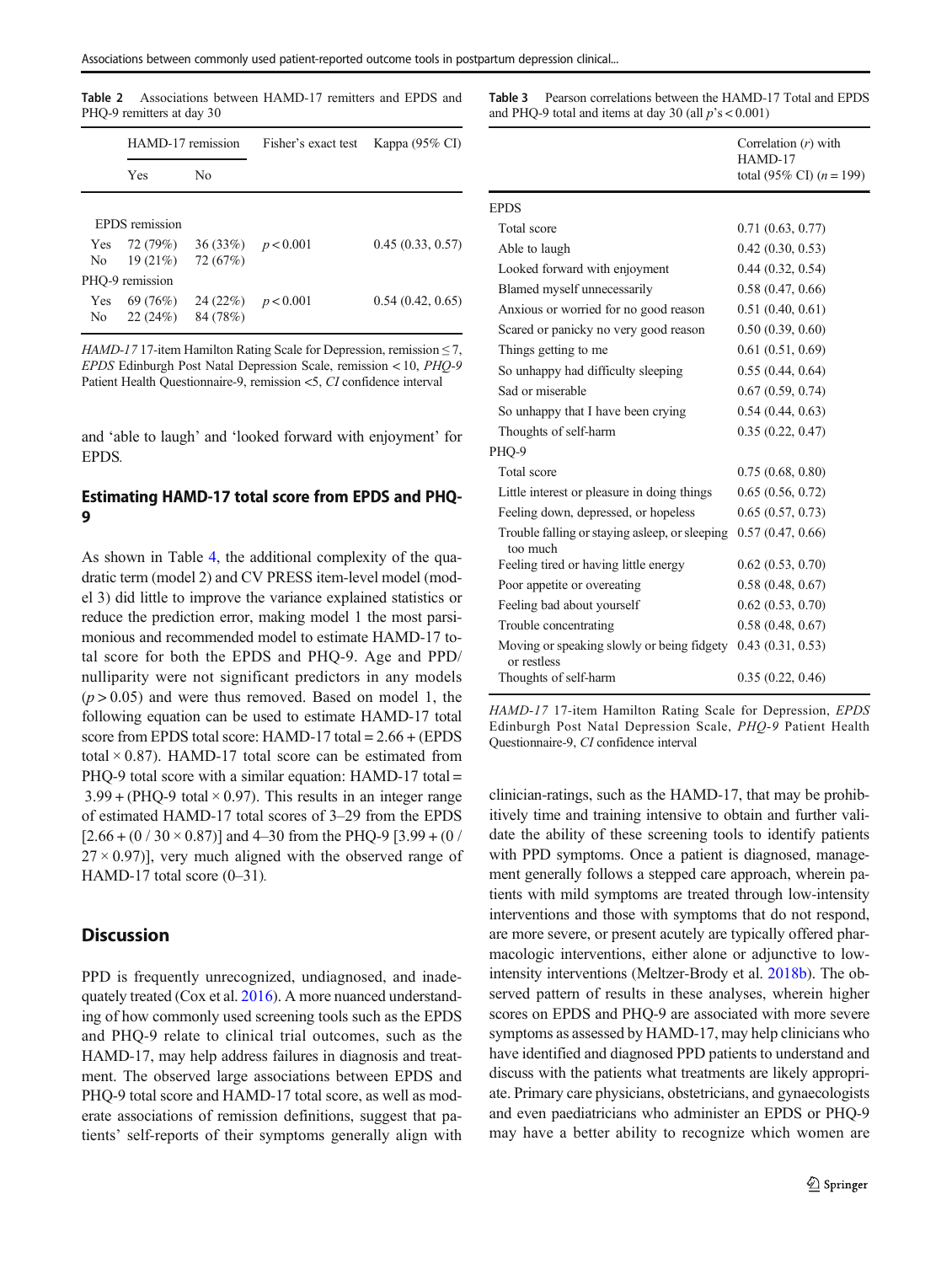**Table 2** Associations between HAMD-17 remitters and EPDS and PHQ-9 remitters at day 30

| | HAMD-17 remission | | Fisher's exact test | Kappa (95% CI) |
|---|---|---|---|---|
| | Yes | No | | |
| EPDS remission | | | | |
| Yes | 72 (79%) | 36 (33%) | $p < 0.001$ | 0.45 (0.33, 0.57) |
| No | 19 (21%) | 72 (67%) | | |
| PHQ-9 remission | | | | |
| Yes | 69 (76%) | 24 (22%) | $p < 0.001$ | 0.54 (0.42, 0.65) |
| No | 22 (24%) | 84 (78%) | | |

*HAMD-17* 17-item Hamilton Rating Scale for Depression, remission ≤ 7, *EPDS* Edinburgh Post Natal Depression Scale, remission < 10, *PHQ-9* Patient Health Questionnaire-9, remission <5, *CI* confidence interval

and 'able to laugh' and 'looked forward with enjoyment' for EPDS.

### Estimating HAMD-17 total score from EPDS and PHQ-9

As shown in Table 4, the additional complexity of the quadratic term (model 2) and CV PRESS item-level model (model 3) did little to improve the variance explained statistics or reduce the prediction error, making model 1 the most parsimonious and recommended model to estimate HAMD-17 total score for both the EPDS and PHQ-9. Age and PPD/nulliparity were not significant predictors in any models ($p > 0.05$) and were thus removed. Based on model 1, the following equation can be used to estimate HAMD-17 total score from EPDS total score: HAMD-17 total = 2.66 + (EPDS total × 0.87). HAMD-17 total score can be estimated from PHQ-9 total score with a similar equation: HAMD-17 total = 3.99 + (PHQ-9 total × 0.97). This results in an integer range of estimated HAMD-17 total scores of 3–29 from the EPDS [2.66 + (0 / 30 × 0.87)] and 4–30 from the PHQ-9 [3.99 + (0 / 27 × 0.97)], very much aligned with the observed range of HAMD-17 total score (0–31).

**Table 3** Pearson correlations between the HAMD-17 Total and EPDS and PHQ-9 total and items at day 30 (all $p$'s < 0.001)

| | Correlation ($r$) with HAMD-17 total (95% CI) ($n$ = 199) |
|---|---|
| EPDS | |
| Total score | 0.71 (0.63, 0.77) |
| Able to laugh | 0.42 (0.30, 0.53) |
| Looked forward with enjoyment | 0.44 (0.32, 0.54) |
| Blamed myself unnecessarily | 0.58 (0.47, 0.66) |
| Anxious or worried for no good reason | 0.51 (0.40, 0.61) |
| Scared or panicky no very good reason | 0.50 (0.39, 0.60) |
| Things getting to me | 0.61 (0.51, 0.69) |
| So unhappy had difficulty sleeping | 0.55 (0.44, 0.64) |
| Sad or miserable | 0.67 (0.59, 0.74) |
| So unhappy that I have been crying | 0.54 (0.44, 0.63) |
| Thoughts of self-harm | 0.35 (0.22, 0.47) |
| PHQ-9 | |
| Total score | 0.75 (0.68, 0.80) |
| Little interest or pleasure in doing things | 0.65 (0.56, 0.72) |
| Feeling down, depressed, or hopeless | 0.65 (0.57, 0.73) |
| Trouble falling or staying asleep, or sleeping too much | 0.57 (0.47, 0.66) |
| Feeling tired or having little energy | 0.62 (0.53, 0.70) |
| Poor appetite or overeating | 0.58 (0.48, 0.67) |
| Feeling bad about yourself | 0.62 (0.53, 0.70) |
| Trouble concentrating | 0.58 (0.48, 0.67) |
| Moving or speaking slowly or being fidgety or restless | 0.43 (0.31, 0.53) |
| Thoughts of self-harm | 0.35 (0.22, 0.46) |

*HAMD-17* 17-item Hamilton Rating Scale for Depression, *EPDS* Edinburgh Post Natal Depression Scale, *PHQ-9* Patient Health Questionnaire-9, *CI* confidence interval

## Discussion

PPD is frequently unrecognized, undiagnosed, and inadequately treated (Cox et al. 2016). A more nuanced understanding of how commonly used screening tools such as the EPDS and PHQ-9 relate to clinical trial outcomes, such as the HAMD-17, may help address failures in diagnosis and treatment. The observed large associations between EPDS and PHQ-9 total score and HAMD-17 total score, as well as moderate associations of remission definitions, suggest that patients' self-reports of their symptoms generally align with clinician-ratings, such as the HAMD-17, that may be prohibitively time and training intensive to obtain and further validate the ability of these screening tools to identify patients with PPD symptoms. Once a patient is diagnosed, management generally follows a stepped care approach, wherein patients with mild symptoms are treated through low-intensity interventions and those with symptoms that do not respond, are more severe, or present acutely are typically offered pharmacologic interventions, either alone or adjunctive to low-intensity interventions (Meltzer-Brody et al. 2018b). The observed pattern of results in these analyses, wherein higher scores on EPDS and PHQ-9 are associated with more severe symptoms as assessed by HAMD-17, may help clinicians who have identified and diagnosed PPD patients to understand and discuss with the patients what treatments are likely appropriate. Primary care physicians, obstetricians, and gynaecologists and even paediatricians who administer an EPDS or PHQ-9 may have a better ability to recognize which women are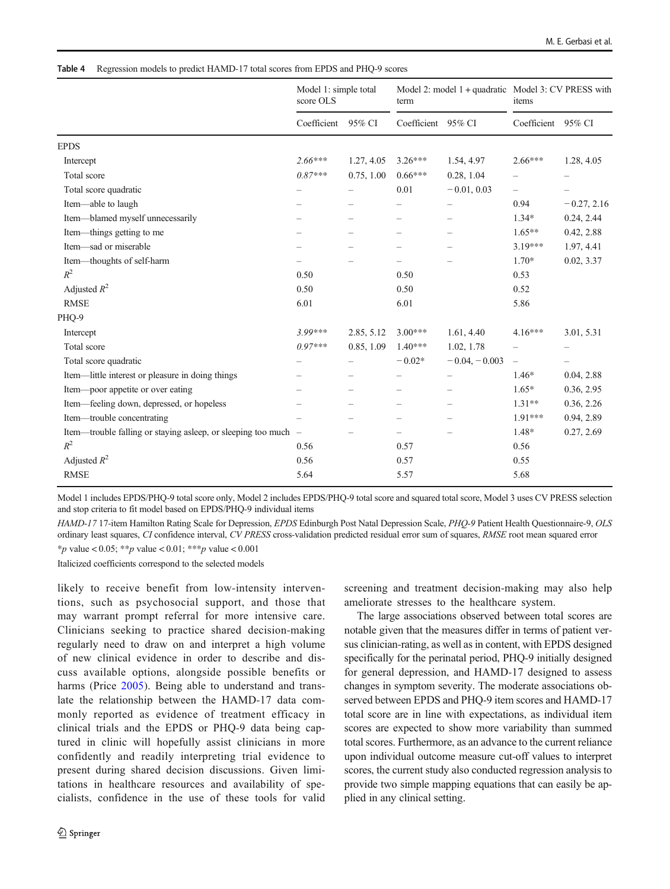**Table 4** Regression models to predict HAMD-17 total scores from EPDS and PHQ-9 scores

| | Model 1: simple total score OLS | | Model 2: model 1 + quadratic term | | Model 3: CV PRESS with items | |
|---|---|---|---|---|---|---|
| | Coefficient | 95% CI | Coefficient | 95% CI | Coefficient | 95% CI |
| EPDS | | | | | | |
| Intercept | *2.66**** | 1.27, 4.05 | 3.26*** | 1.54, 4.97 | 2.66*** | 1.28, 4.05 |
| Total score | *0.87**** | 0.75, 1.00 | 0.66*** | 0.28, 1.04 | – | – |
| Total score quadratic | – | – | 0.01 | − 0.01, 0.03 | – | – |
| Item—able to laugh | – | – | – | – | 0.94 | − 0.27, 2.16 |
| Item—blamed myself unnecessarily | – | – | – | – | 1.34* | 0.24, 2.44 |
| Item—things getting to me | – | – | – | – | 1.65** | 0.42, 2.88 |
| Item—sad or miserable | – | – | – | – | 3.19*** | 1.97, 4.41 |
| Item—thoughts of self-harm | – | – | – | – | 1.70* | 0.02, 3.37 |
| $R^2$ | 0.50 | | 0.50 | | 0.53 | |
| Adjusted $R^2$ | 0.50 | | 0.50 | | 0.52 | |
| RMSE | 6.01 | | 6.01 | | 5.86 | |
| PHQ-9 | | | | | | |
| Intercept | *3.99**** | 2.85, 5.12 | 3.00*** | 1.61, 4.40 | 4.16*** | 3.01, 5.31 |
| Total score | *0.97**** | 0.85, 1.09 | 1.40*** | 1.02, 1.78 | – | – |
| Total score quadratic | – | – | − 0.02* | − 0.04, − 0.003 | – | – |
| Item—little interest or pleasure in doing things | – | – | – | – | 1.46* | 0.04, 2.88 |
| Item—poor appetite or over eating | – | – | – | – | 1.65* | 0.36, 2.95 |
| Item—feeling down, depressed, or hopeless | – | – | – | – | 1.31** | 0.36, 2.26 |
| Item—trouble concentrating | – | – | – | – | 1.91*** | 0.94, 2.89 |
| Item—trouble falling or staying asleep, or sleeping too much | – | – | – | – | 1.48* | 0.27, 2.69 |
| $R^2$ | 0.56 | | 0.57 | | 0.56 | |
| Adjusted $R^2$ | 0.56 | | 0.57 | | 0.55 | |
| RMSE | 5.64 | | 5.57 | | 5.68 | |

Model 1 includes EPDS/PHQ-9 total score only, Model 2 includes EPDS/PHQ-9 total score and squared total score, Model 3 uses CV PRESS selection and stop criteria to fit model based on EPDS/PHQ-9 individual items

*HAMD-17* 17-item Hamilton Rating Scale for Depression, *EPDS* Edinburgh Post Natal Depression Scale, *PHQ-9* Patient Health Questionnaire-9, *OLS* ordinary least squares, *CI* confidence interval, *CV PRESS* cross-validation predicted residual error sum of squares, *RMSE* root mean squared error

*$p$ value < 0.05; **$p$ value < 0.01; ***$p$ value < 0.001

Italicized coefficients correspond to the selected models

likely to receive benefit from low-intensity interventions, such as psychosocial support, and those that may warrant prompt referral for more intensive care. Clinicians seeking to practice shared decision-making regularly need to draw on and interpret a high volume of new clinical evidence in order to describe and discuss available options, alongside possible benefits or harms (Price 2005). Being able to understand and translate the relationship between the HAMD-17 data commonly reported as evidence of treatment efficacy in clinical trials and the EPDS or PHQ-9 data being captured in clinic will hopefully assist clinicians in more confidently and readily interpreting trial evidence to present during shared decision discussions. Given limitations in healthcare resources and availability of specialists, confidence in the use of these tools for valid screening and treatment decision-making may also help ameliorate stresses to the healthcare system.

The large associations observed between total scores are notable given that the measures differ in terms of patient versus clinician-rating, as well as in content, with EPDS designed specifically for the perinatal period, PHQ-9 initially designed for general depression, and HAMD-17 designed to assess changes in symptom severity. The moderate associations observed between EPDS and PHQ-9 item scores and HAMD-17 total score are in line with expectations, as individual item scores are expected to show more variability than summed total scores. Furthermore, as an advance to the current reliance upon individual outcome measure cut-off values to interpret scores, the current study also conducted regression analysis to provide two simple mapping equations that can easily be applied in any clinical setting.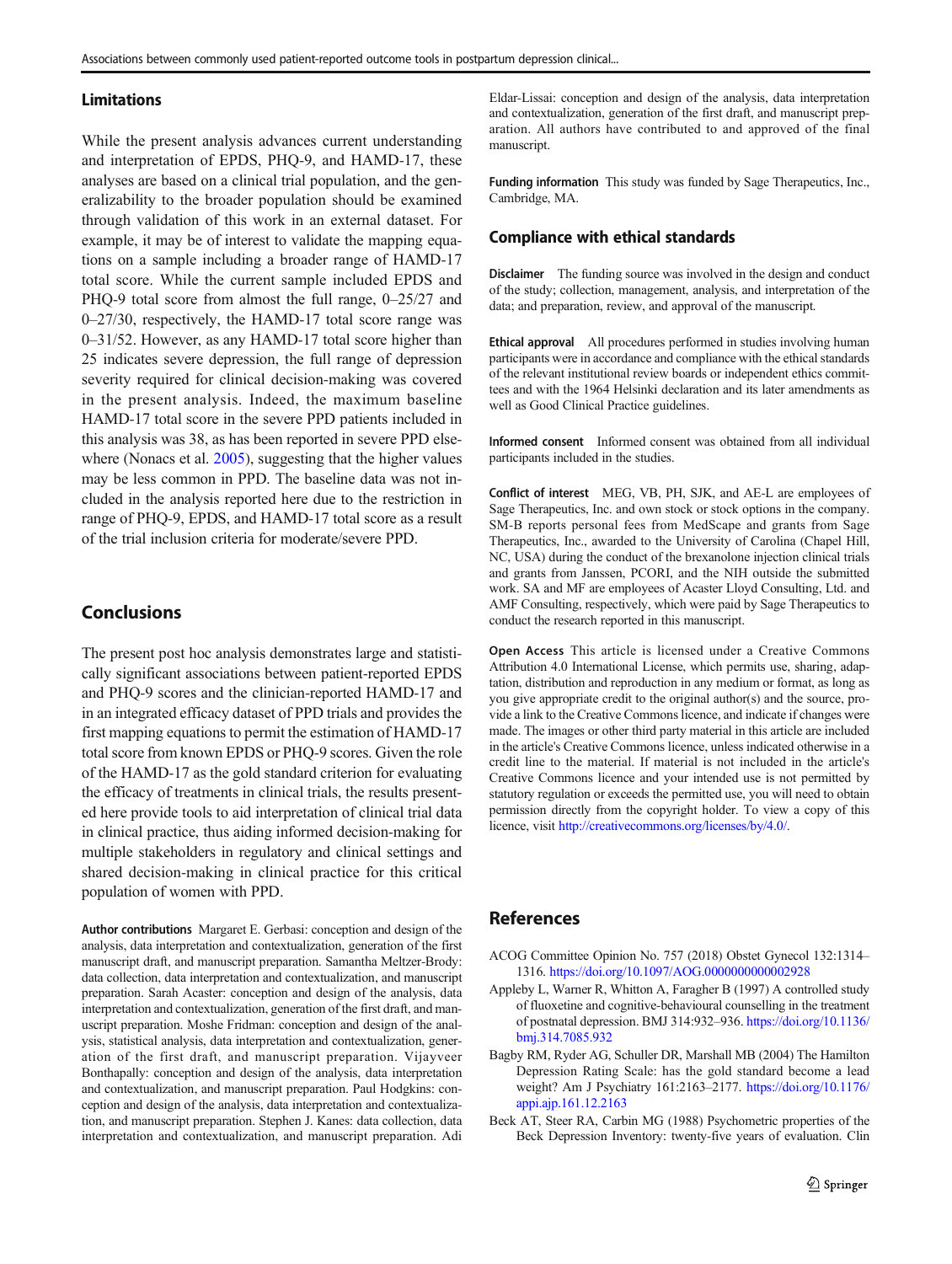## Limitations

While the present analysis advances current understanding and interpretation of EPDS, PHQ-9, and HAMD-17, these analyses are based on a clinical trial population, and the generalizability to the broader population should be examined through validation of this work in an external dataset. For example, it may be of interest to validate the mapping equations on a sample including a broader range of HAMD-17 total score. While the current sample included EPDS and PHQ-9 total score from almost the full range, 0–25/27 and 0–27/30, respectively, the HAMD-17 total score range was 0–31/52. However, as any HAMD-17 total score higher than 25 indicates severe depression, the full range of depression severity required for clinical decision-making was covered in the present analysis. Indeed, the maximum baseline HAMD-17 total score in the severe PPD patients included in this analysis was 38, as has been reported in severe PPD elsewhere (Nonacs et al. 2005), suggesting that the higher values may be less common in PPD. The baseline data was not included in the analysis reported here due to the restriction in range of PHQ-9, EPDS, and HAMD-17 total score as a result of the trial inclusion criteria for moderate/severe PPD.

## Conclusions

The present post hoc analysis demonstrates large and statistically significant associations between patient-reported EPDS and PHQ-9 scores and the clinician-reported HAMD-17 and in an integrated efficacy dataset of PPD trials and provides the first mapping equations to permit the estimation of HAMD-17 total score from known EPDS or PHQ-9 scores. Given the role of the HAMD-17 as the gold standard criterion for evaluating the efficacy of treatments in clinical trials, the results presented here provide tools to aid interpretation of clinical trial data in clinical practice, thus aiding informed decision-making for multiple stakeholders in regulatory and clinical settings and shared decision-making in clinical practice for this critical population of women with PPD.

**Author contributions** Margaret E. Gerbasi: conception and design of the analysis, data interpretation and contextualization, generation of the first manuscript draft, and manuscript preparation. Samantha Meltzer-Brody: data collection, data interpretation and contextualization, and manuscript preparation. Sarah Acaster: conception and design of the analysis, data interpretation and contextualization, generation of the first draft, and manuscript preparation. Moshe Fridman: conception and design of the analysis, statistical analysis, data interpretation and contextualization, generation of the first draft, and manuscript preparation. Vijayveer Bonthapally: conception and design of the analysis, data interpretation and contextualization, and manuscript preparation. Paul Hodgkins: conception and design of the analysis, data interpretation and contextualization, and manuscript preparation. Stephen J. Kanes: data collection, data interpretation and contextualization, and manuscript preparation. Adi Eldar-Lissai: conception and design of the analysis, data interpretation and contextualization, generation of the first draft, and manuscript preparation. All authors have contributed to and approved of the final manuscript.

**Funding information** This study was funded by Sage Therapeutics, Inc., Cambridge, MA.

## Compliance with ethical standards

**Disclaimer** The funding source was involved in the design and conduct of the study; collection, management, analysis, and interpretation of the data; and preparation, review, and approval of the manuscript.

**Ethical approval** All procedures performed in studies involving human participants were in accordance and compliance with the ethical standards of the relevant institutional review boards or independent ethics committees and with the 1964 Helsinki declaration and its later amendments as well as Good Clinical Practice guidelines.

**Informed consent** Informed consent was obtained from all individual participants included in the studies.

**Conflict of interest** MEG, VB, PH, SJK, and AE-L are employees of Sage Therapeutics, Inc. and own stock or stock options in the company. SM-B reports personal fees from MedScape and grants from Sage Therapeutics, Inc., awarded to the University of Carolina (Chapel Hill, NC, USA) during the conduct of the brexanolone injection clinical trials and grants from Janssen, PCORI, and the NIH outside the submitted work. SA and MF are employees of Acaster Lloyd Consulting, Ltd. and AMF Consulting, respectively, which were paid by Sage Therapeutics to conduct the research reported in this manuscript.

**Open Access** This article is licensed under a Creative Commons Attribution 4.0 International License, which permits use, sharing, adaptation, distribution and reproduction in any medium or format, as long as you give appropriate credit to the original author(s) and the source, provide a link to the Creative Commons licence, and indicate if changes were made. The images or other third party material in this article are included in the article's Creative Commons licence, unless indicated otherwise in a credit line to the material. If material is not included in the article's Creative Commons licence and your intended use is not permitted by statutory regulation or exceeds the permitted use, you will need to obtain permission directly from the copyright holder. To view a copy of this licence, visit http://creativecommons.org/licenses/by/4.0/.

## References

ACOG Committee Opinion No. 757 (2018) Obstet Gynecol 132:1314–1316. https://doi.org/10.1097/AOG.0000000000002928

Appleby L, Warner R, Whitton A, Faragher B (1997) A controlled study of fluoxetine and cognitive-behavioural counselling in the treatment of postnatal depression. BMJ 314:932–936. https://doi.org/10.1136/bmj.314.7085.932

Bagby RM, Ryder AG, Schuller DR, Marshall MB (2004) The Hamilton Depression Rating Scale: has the gold standard become a lead weight? Am J Psychiatry 161:2163–2177. https://doi.org/10.1176/appi.ajp.161.12.2163

Beck AT, Steer RA, Carbin MG (1988) Psychometric properties of the Beck Depression Inventory: twenty-five years of evaluation. Clin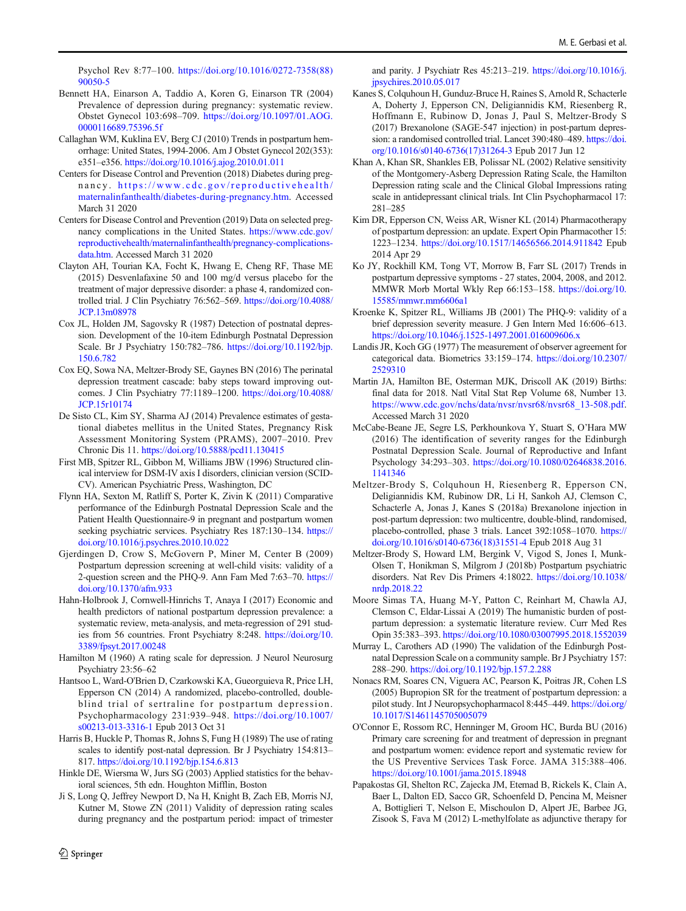Psychol Rev 8:77–100. https://doi.org/10.1016/0272-7358(88)90050-5

Bennett HA, Einarson A, Taddio A, Koren G, Einarson TR (2004) Prevalence of depression during pregnancy: systematic review. Obstet Gynecol 103:698–709. https://doi.org/10.1097/01.AOG.0000116689.75396.5f

Callaghan WM, Kuklina EV, Berg CJ (2010) Trends in postpartum hemorrhage: United States, 1994-2006. Am J Obstet Gynecol 202(353):e351–e356. https://doi.org/10.1016/j.ajog.2010.01.011

Centers for Disease Control and Prevention (2018) Diabetes during pregnancy. https://www.cdc.gov/reproductivehealth/maternalinfanthealth/diabetes-during-pregnancy.htm. Accessed March 31 2020

Centers for Disease Control and Prevention (2019) Data on selected pregnancy complications in the United States. https://www.cdc.gov/reproductivehealth/maternalinfanthealth/pregnancy-complications-data.htm. Accessed March 31 2020

Clayton AH, Tourian KA, Focht K, Hwang E, Cheng RF, Thase ME (2015) Desvenlafaxine 50 and 100 mg/d versus placebo for the treatment of major depressive disorder: a phase 4, randomized controlled trial. J Clin Psychiatry 76:562–569. https://doi.org/10.4088/JCP.13m08978

Cox JL, Holden JM, Sagovsky R (1987) Detection of postnatal depression. Development of the 10-item Edinburgh Postnatal Depression Scale. Br J Psychiatry 150:782–786. https://doi.org/10.1192/bjp.150.6.782

Cox EQ, Sowa NA, Meltzer-Brody SE, Gaynes BN (2016) The perinatal depression treatment cascade: baby steps toward improving outcomes. J Clin Psychiatry 77:1189–1200. https://doi.org/10.4088/JCP.15r10174

De Sisto CL, Kim SY, Sharma AJ (2014) Prevalence estimates of gestational diabetes mellitus in the United States, Pregnancy Risk Assessment Monitoring System (PRAMS), 2007–2010. Prev Chronic Dis 11. https://doi.org/10.5888/pcd11.130415

First MB, Spitzer RL, Gibbon M, Williams JBW (1996) Structured clinical interview for DSM-IV axis I disorders, clinician version (SCID-CV). American Psychiatric Press, Washington, DC

Flynn HA, Sexton M, Ratliff S, Porter K, Zivin K (2011) Comparative performance of the Edinburgh Postnatal Depression Scale and the Patient Health Questionnaire-9 in pregnant and postpartum women seeking psychiatric services. Psychiatry Res 187:130–134. https://doi.org/10.1016/j.psychres.2010.10.022

Gjerdingen D, Crow S, McGovern P, Miner M, Center B (2009) Postpartum depression screening at well-child visits: validity of a 2-question screen and the PHQ-9. Ann Fam Med 7:63–70. https://doi.org/10.1370/afm.933

Hahn-Holbrook J, Cornwell-Hinrichs T, Anaya I (2017) Economic and health predictors of national postpartum depression prevalence: a systematic review, meta-analysis, and meta-regression of 291 studies from 56 countries. Front Psychiatry 8:248. https://doi.org/10.3389/fpsyt.2017.00248

Hamilton M (1960) A rating scale for depression. J Neurol Neurosurg Psychiatry 23:56–62

Hantsoo L, Ward-O'Brien D, Czarkowski KA, Gueorguieva R, Price LH, Epperson CN (2014) A randomized, placebo-controlled, double-blind trial of sertraline for postpartum depression. Psychopharmacology 231:939–948. https://doi.org/10.1007/s00213-013-3316-1 Epub 2013 Oct 31

Harris B, Huckle P, Thomas R, Johns S, Fung H (1989) The use of rating scales to identify post-natal depression. Br J Psychiatry 154:813–817. https://doi.org/10.1192/bjp.154.6.813

Hinkle DE, Wiersma W, Jurs SG (2003) Applied statistics for the behavioral sciences, 5th edn. Houghton Mifflin, Boston

Ji S, Long Q, Jeffrey Newport D, Na H, Knight B, Zach EB, Morris NJ, Kutner M, Stowe ZN (2011) Validity of depression rating scales during pregnancy and the postpartum period: impact of trimester and parity. J Psychiatr Res 45:213–219. https://doi.org/10.1016/j.jpsychires.2010.05.017

Kanes S, Colquhoun H, Gunduz-Bruce H, Raines S, Arnold R, Schacterle A, Doherty J, Epperson CN, Deligiannidis KM, Riesenberg R, Hoffmann E, Rubinow D, Jonas J, Paul S, Meltzer-Brody S (2017) Brexanolone (SAGE-547 injection) in post-partum depression: a randomised controlled trial. Lancet 390:480–489. https://doi.org/10.1016/s0140-6736(17)31264-3 Epub 2017 Jun 12

Khan A, Khan SR, Shankles EB, Polissar NL (2002) Relative sensitivity of the Montgomery-Asberg Depression Rating Scale, the Hamilton Depression rating scale and the Clinical Global Impressions rating scale in antidepressant clinical trials. Int Clin Psychopharmacol 17:281–285

Kim DR, Epperson CN, Weiss AR, Wisner KL (2014) Pharmacotherapy of postpartum depression: an update. Expert Opin Pharmacother 15:1223–1234. https://doi.org/10.1517/14656566.2014.911842 Epub 2014 Apr 29

Ko JY, Rockhill KM, Tong VT, Morrow B, Farr SL (2017) Trends in postpartum depressive symptoms - 27 states, 2004, 2008, and 2012. MMWR Morb Mortal Wkly Rep 66:153–158. https://doi.org/10.15585/mmwr.mm6606a1

Kroenke K, Spitzer RL, Williams JB (2001) The PHQ-9: validity of a brief depression severity measure. J Gen Intern Med 16:606–613. https://doi.org/10.1046/j.1525-1497.2001.016009606.x

Landis JR, Koch GG (1977) The measurement of observer agreement for categorical data. Biometrics 33:159–174. https://doi.org/10.2307/2529310

Martin JA, Hamilton BE, Osterman MJK, Driscoll AK (2019) Births: final data for 2018. Natl Vital Stat Rep Volume 68, Number 13. https://www.cdc.gov/nchs/data/nvsr/nvsr68/nvsr68_13-508.pdf. Accessed March 31 2020

McCabe-Beane JE, Segre LS, Perkhounkova Y, Stuart S, O'Hara MW (2016) The identification of severity ranges for the Edinburgh Postnatal Depression Scale. Journal of Reproductive and Infant Psychology 34:293–303. https://doi.org/10.1080/02646838.2016.1141346

Meltzer-Brody S, Colquhoun H, Riesenberg R, Epperson CN, Deligiannidis KM, Rubinow DR, Li H, Sankoh AJ, Clemson C, Schacterle A, Jonas J, Kanes S (2018a) Brexanolone injection in post-partum depression: two multicentre, double-blind, randomised, placebo-controlled, phase 3 trials. Lancet 392:1058–1070. https://doi.org/10.1016/s0140-6736(18)31551-4 Epub 2018 Aug 31

Meltzer-Brody S, Howard LM, Bergink V, Vigod S, Jones I, Munk-Olsen T, Honikman S, Milgrom J (2018b) Postpartum psychiatric disorders. Nat Rev Dis Primers 4:18022. https://doi.org/10.1038/nrdp.2018.22

Moore Simas TA, Huang M-Y, Patton C, Reinhart M, Chawla AJ, Clemson C, Eldar-Lissai A (2019) The humanistic burden of postpartum depression: a systematic literature review. Curr Med Res Opin 35:383–393. https://doi.org/10.1080/03007995.2018.1552039

Murray L, Carothers AD (1990) The validation of the Edinburgh Postnatal Depression Scale on a community sample. Br J Psychiatry 157:288–290. https://doi.org/10.1192/bjp.157.2.288

Nonacs RM, Soares CN, Viguera AC, Pearson K, Poitras JR, Cohen LS (2005) Bupropion SR for the treatment of postpartum depression: a pilot study. Int J Neuropsychopharmacol 8:445–449. https://doi.org/10.1017/S1461145705005079

O'Connor E, Rossom RC, Henninger M, Groom HC, Burda BU (2016) Primary care screening for and treatment of depression in pregnant and postpartum women: evidence report and systematic review for the US Preventive Services Task Force. JAMA 315:388–406. https://doi.org/10.1001/jama.2015.18948

Papakostas GI, Shelton RC, Zajecka JM, Etemad B, Rickels K, Clain A, Baer L, Dalton ED, Sacco GR, Schoenfeld D, Pencina M, Meisner A, Bottiglieri T, Nelson E, Mischoulon D, Alpert JE, Barbee JG, Zisook S, Fava M (2012) L-methylfolate as adjunctive therapy for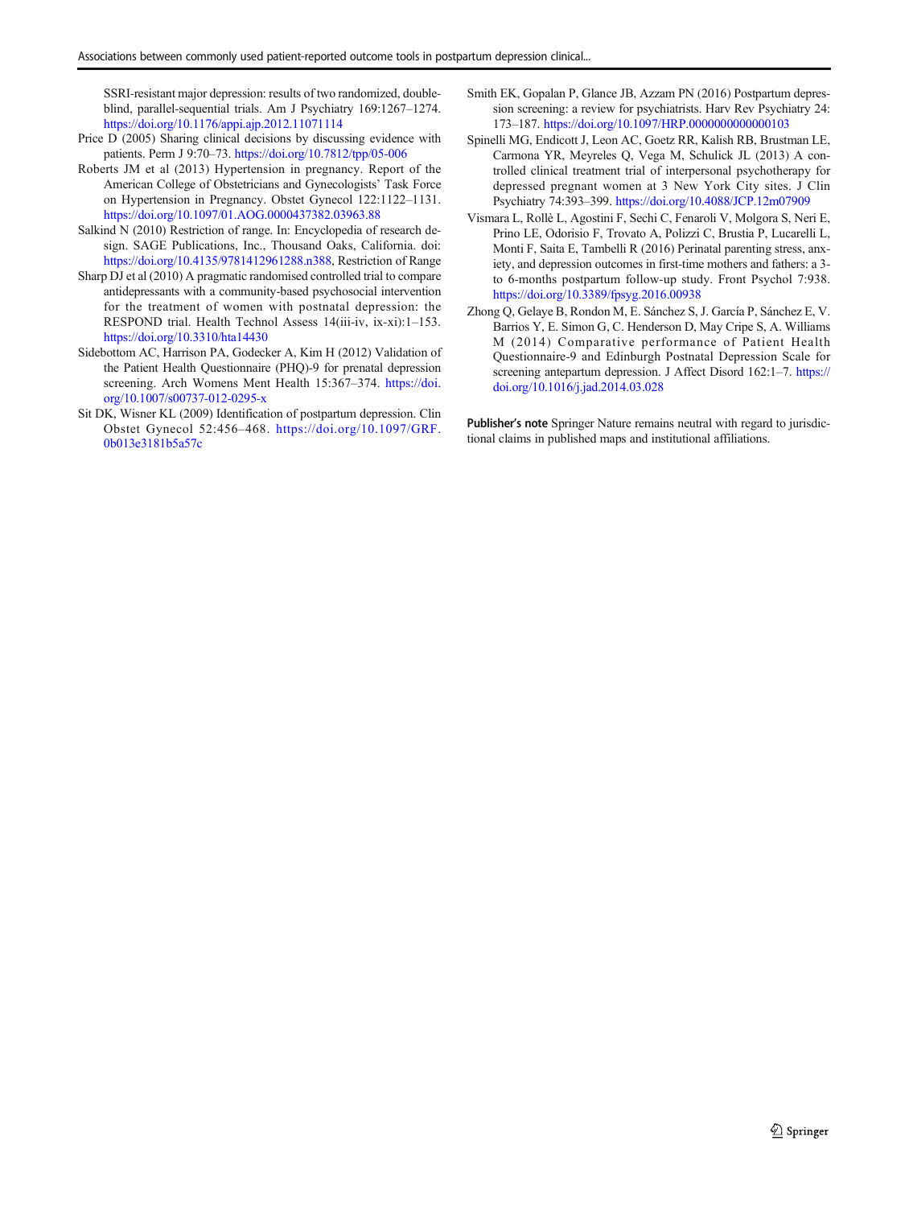SSRI-resistant major depression: results of two randomized, double-blind, parallel-sequential trials. Am J Psychiatry 169:1267–1274. https://doi.org/10.1176/appi.ajp.2012.11071114

Price D (2005) Sharing clinical decisions by discussing evidence with patients. Perm J 9:70–73. https://doi.org/10.7812/tpp/05-006

Roberts JM et al (2013) Hypertension in pregnancy. Report of the American College of Obstetricians and Gynecologists' Task Force on Hypertension in Pregnancy. Obstet Gynecol 122:1122–1131. https://doi.org/10.1097/01.AOG.0000437382.03963.88

Salkind N (2010) Restriction of range. In: Encyclopedia of research design. SAGE Publications, Inc., Thousand Oaks, California. doi: https://doi.org/10.4135/9781412961288.n388, Restriction of Range

Sharp DJ et al (2010) A pragmatic randomised controlled trial to compare antidepressants with a community-based psychosocial intervention for the treatment of women with postnatal depression: the RESPOND trial. Health Technol Assess 14(iii-iv, ix-xi):1–153. https://doi.org/10.3310/hta14430

Sidebottom AC, Harrison PA, Godecker A, Kim H (2012) Validation of the Patient Health Questionnaire (PHQ)-9 for prenatal depression screening. Arch Womens Ment Health 15:367–374. https://doi.org/10.1007/s00737-012-0295-x

Sit DK, Wisner KL (2009) Identification of postpartum depression. Clin Obstet Gynecol 52:456–468. https://doi.org/10.1097/GRF.0b013e3181b5a57c

Smith EK, Gopalan P, Glance JB, Azzam PN (2016) Postpartum depression screening: a review for psychiatrists. Harv Rev Psychiatry 24:173–187. https://doi.org/10.1097/HRP.0000000000000103

Spinelli MG, Endicott J, Leon AC, Goetz RR, Kalish RB, Brustman LE, Carmona YR, Meyreles Q, Vega M, Schulick JL (2013) A controlled clinical treatment trial of interpersonal psychotherapy for depressed pregnant women at 3 New York City sites. J Clin Psychiatry 74:393–399. https://doi.org/10.4088/JCP.12m07909

Vismara L, Rollè L, Agostini F, Sechi C, Fenaroli V, Molgora S, Neri E, Prino LE, Odorisio F, Trovato A, Polizzi C, Brustia P, Lucarelli L, Monti F, Saita E, Tambelli R (2016) Perinatal parenting stress, anxiety, and depression outcomes in first-time mothers and fathers: a 3- to 6-months postpartum follow-up study. Front Psychol 7:938. https://doi.org/10.3389/fpsyg.2016.00938

Zhong Q, Gelaye B, Rondon M, E. Sánchez S, J. García P, Sánchez E, V. Barrios Y, E. Simon G, C. Henderson D, May Cripe S, A. Williams M (2014) Comparative performance of Patient Health Questionnaire-9 and Edinburgh Postnatal Depression Scale for screening antepartum depression. J Affect Disord 162:1–7. https://doi.org/10.1016/j.jad.2014.03.028

**Publisher's note** Springer Nature remains neutral with regard to jurisdictional claims in published maps and institutional affiliations.